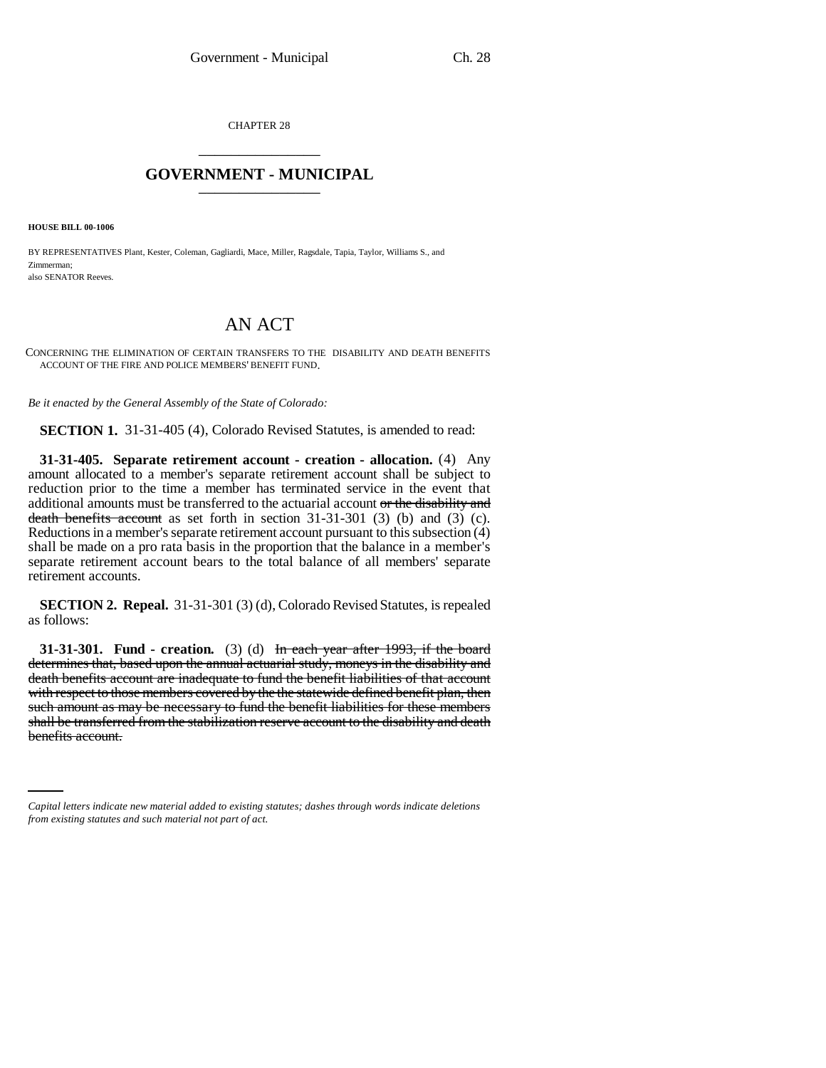CHAPTER 28

# GOVERNMENT - MUNICIPAL

**HOUSE BILL 00-1006**

BY REPRESENTATIVES Plant, Kester, Coleman, Gagliardi, Mace, Miller, Ragsdale, Tapia, Taylor, Williams S., and Zimmerman;
also SENATOR Reeves.

## AN ACT

CONCERNING THE ELIMINATION OF CERTAIN TRANSFERS TO THE DISABILITY AND DEATH BENEFITS ACCOUNT OF THE FIRE AND POLICE MEMBERS' BENEFIT FUND.

*Be it enacted by the General Assembly of the State of Colorado:*

**SECTION 1.** 31-31-405 (4), Colorado Revised Statutes, is amended to read:

**31-31-405. Separate retirement account - creation - allocation.** (4) Any amount allocated to a member's separate retirement account shall be subject to reduction prior to the time a member has terminated service in the event that additional amounts must be transferred to the actuarial account ~~or the disability and death benefits account~~ as set forth in section 31-31-301 (3) (b) and (3) (c). Reductions in a member's separate retirement account pursuant to this subsection (4) shall be made on a pro rata basis in the proportion that the balance in a member's separate retirement account bears to the total balance of all members' separate retirement accounts.

**SECTION 2. Repeal.** 31-31-301 (3) (d), Colorado Revised Statutes, is repealed as follows:

**31-31-301. Fund - creation.** (3) (d) ~~In each year after 1993, if the board determines that, based upon the annual actuarial study, moneys in the disability and death benefits account are inadequate to fund the benefit liabilities of that account with respect to those members covered by the the statewide defined benefit plan, then such amount as may be necessary to fund the benefit liabilities for these members shall be transferred from the stabilization reserve account to the disability and death benefits account.~~

*Capital letters indicate new material added to existing statutes; dashes through words indicate deletions from existing statutes and such material not part of act.*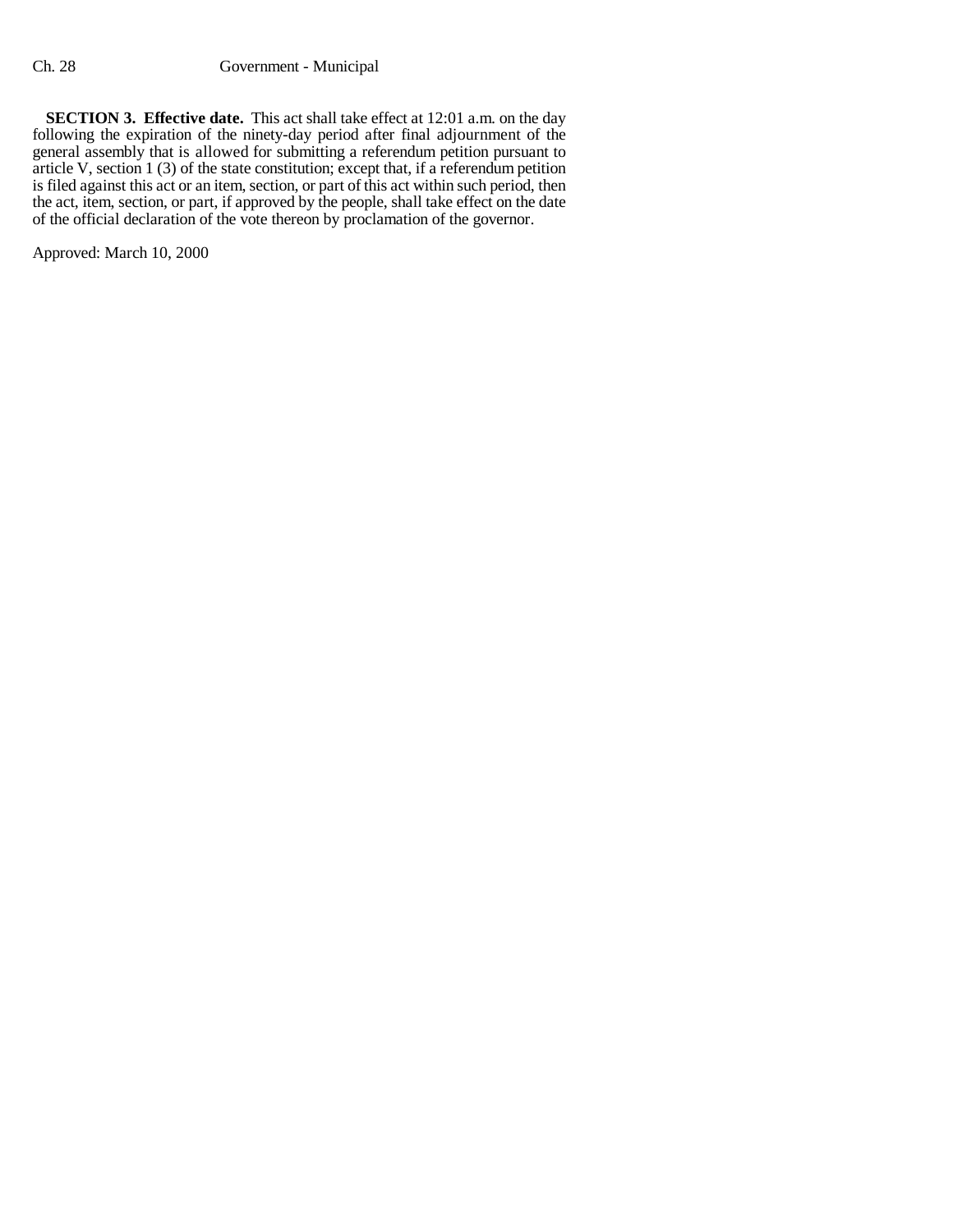**SECTION 3. Effective date.** This act shall take effect at 12:01 a.m. on the day following the expiration of the ninety-day period after final adjournment of the general assembly that is allowed for submitting a referendum petition pursuant to article V, section 1 (3) of the state constitution; except that, if a referendum petition is filed against this act or an item, section, or part of this act within such period, then the act, item, section, or part, if approved by the people, shall take effect on the date of the official declaration of the vote thereon by proclamation of the governor.

Approved: March 10, 2000